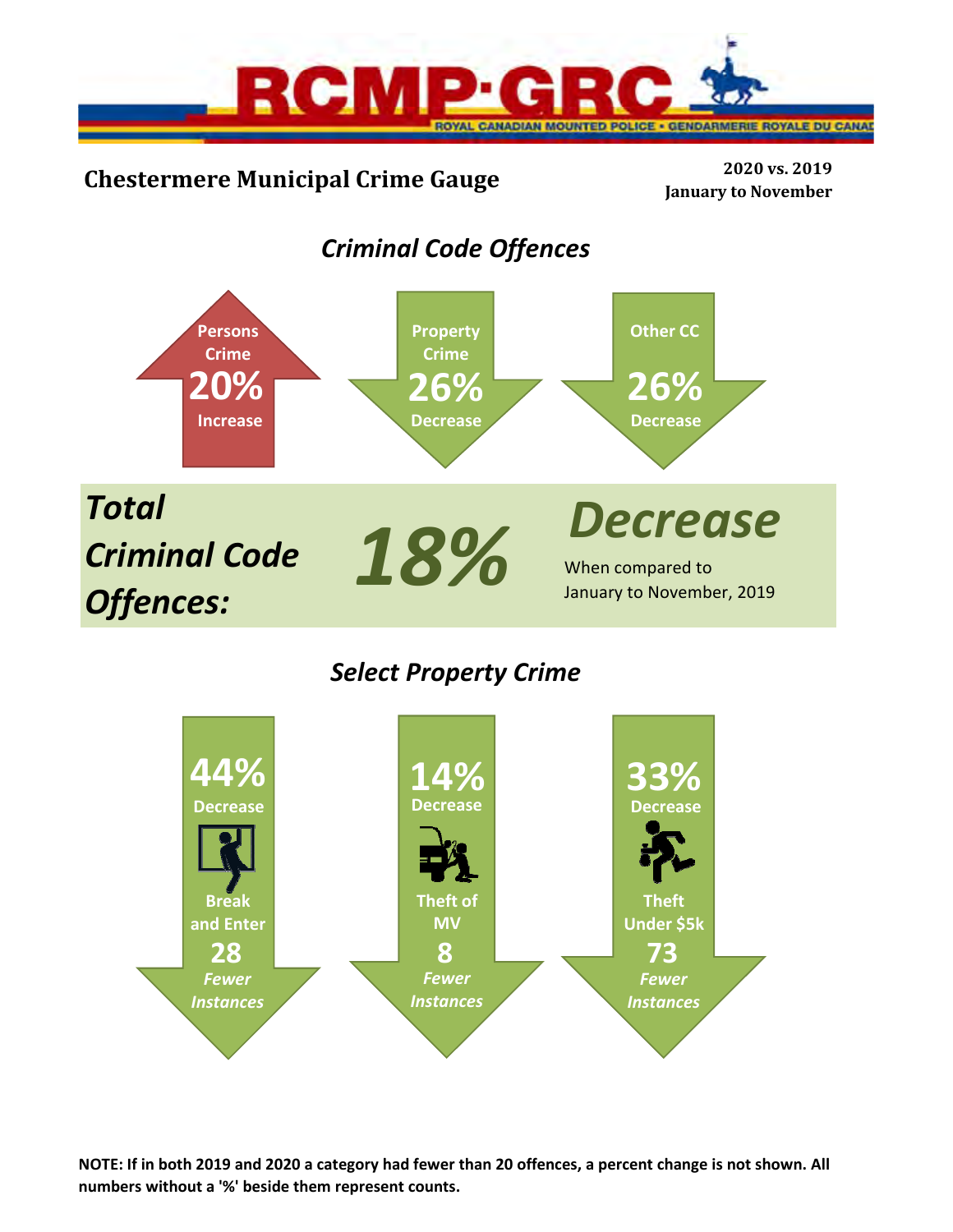RCMP·GRC

ROYAL CANADIAN MOUNTED POLICE • GENDARMERIE ROYALE DU CANADA

# Chestermere Municipal Crime Gauge

**2020 vs. 2019**
**January to November**

## *Criminal Code Offences*

**Persons Crime**
**20%**
**Increase**

**Property Crime**
**26%**
**Decrease**

**Other CC**
**26%**
**Decrease**

***Total Criminal Code Offences:*** ***18%*** ***Decrease***

When compared to January to November, 2019

## *Select Property Crime*

**44%**
**Decrease**
**Break and Enter**
**28**
***Fewer Instances***

**14%**
**Decrease**
**Theft of MV**
**8**
***Fewer Instances***

**33%**
**Decrease**
**Theft Under $5k**
**73**
***Fewer Instances***

**NOTE: If in both 2019 and 2020 a category had fewer than 20 offences, a percent change is not shown. All numbers without a '%' beside them represent counts.**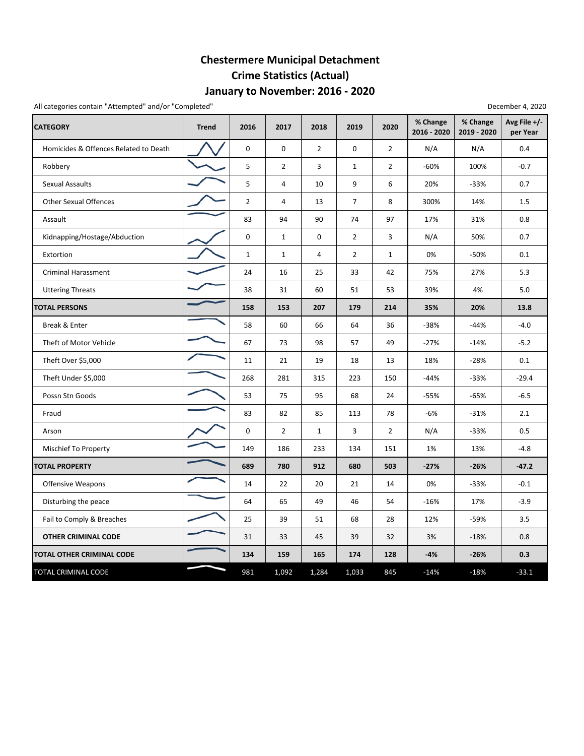# Chestermere Municipal Detachment
## Crime Statistics (Actual)
## January to November: 2016 - 2020

All categories contain "Attempted" and/or "Completed"

December 4, 2020

| CATEGORY | Trend | 2016 | 2017 | 2018 | 2019 | 2020 | % Change 2016 - 2020 | % Change 2019 - 2020 | Avg File +/- per Year |
|---|---|---|---|---|---|---|---|---|---|
| Homicides & Offences Related to Death | | 0 | 0 | 2 | 0 | 2 | N/A | N/A | 0.4 |
| Robbery | | 5 | 2 | 3 | 1 | 2 | -60% | 100% | -0.7 |
| Sexual Assaults | | 5 | 4 | 10 | 9 | 6 | 20% | -33% | 0.7 |
| Other Sexual Offences | | 2 | 4 | 13 | 7 | 8 | 300% | 14% | 1.5 |
| Assault | | 83 | 94 | 90 | 74 | 97 | 17% | 31% | 0.8 |
| Kidnapping/Hostage/Abduction | | 0 | 1 | 0 | 2 | 3 | N/A | 50% | 0.7 |
| Extortion | | 1 | 1 | 4 | 2 | 1 | 0% | -50% | 0.1 |
| Criminal Harassment | | 24 | 16 | 25 | 33 | 42 | 75% | 27% | 5.3 |
| Uttering Threats | | 38 | 31 | 60 | 51 | 53 | 39% | 4% | 5.0 |
| **TOTAL PERSONS** | | **158** | **153** | **207** | **179** | **214** | **35%** | **20%** | **13.8** |
| Break & Enter | | 58 | 60 | 66 | 64 | 36 | -38% | -44% | -4.0 |
| Theft of Motor Vehicle | | 67 | 73 | 98 | 57 | 49 | -27% | -14% | -5.2 |
| Theft Over $5,000 | | 11 | 21 | 19 | 18 | 13 | 18% | -28% | 0.1 |
| Theft Under $5,000 | | 268 | 281 | 315 | 223 | 150 | -44% | -33% | -29.4 |
| Possn Stn Goods | | 53 | 75 | 95 | 68 | 24 | -55% | -65% | -6.5 |
| Fraud | | 83 | 82 | 85 | 113 | 78 | -6% | -31% | 2.1 |
| Arson | | 0 | 2 | 1 | 3 | 2 | N/A | -33% | 0.5 |
| Mischief To Property | | 149 | 186 | 233 | 134 | 151 | 1% | 13% | -4.8 |
| **TOTAL PROPERTY** | | **689** | **780** | **912** | **680** | **503** | **-27%** | **-26%** | **-47.2** |
| Offensive Weapons | | 14 | 22 | 20 | 21 | 14 | 0% | -33% | -0.1 |
| Disturbing the peace | | 64 | 65 | 49 | 46 | 54 | -16% | 17% | -3.9 |
| Fail to Comply & Breaches | | 25 | 39 | 51 | 68 | 28 | 12% | -59% | 3.5 |
| **OTHER CRIMINAL CODE** | | 31 | 33 | 45 | 39 | 32 | 3% | -18% | 0.8 |
| **TOTAL OTHER CRIMINAL CODE** | | **134** | **159** | **165** | **174** | **128** | **-4%** | **-26%** | **0.3** |
| TOTAL CRIMINAL CODE | | 981 | 1,092 | 1,284 | 1,033 | 845 | -14% | -18% | -33.1 |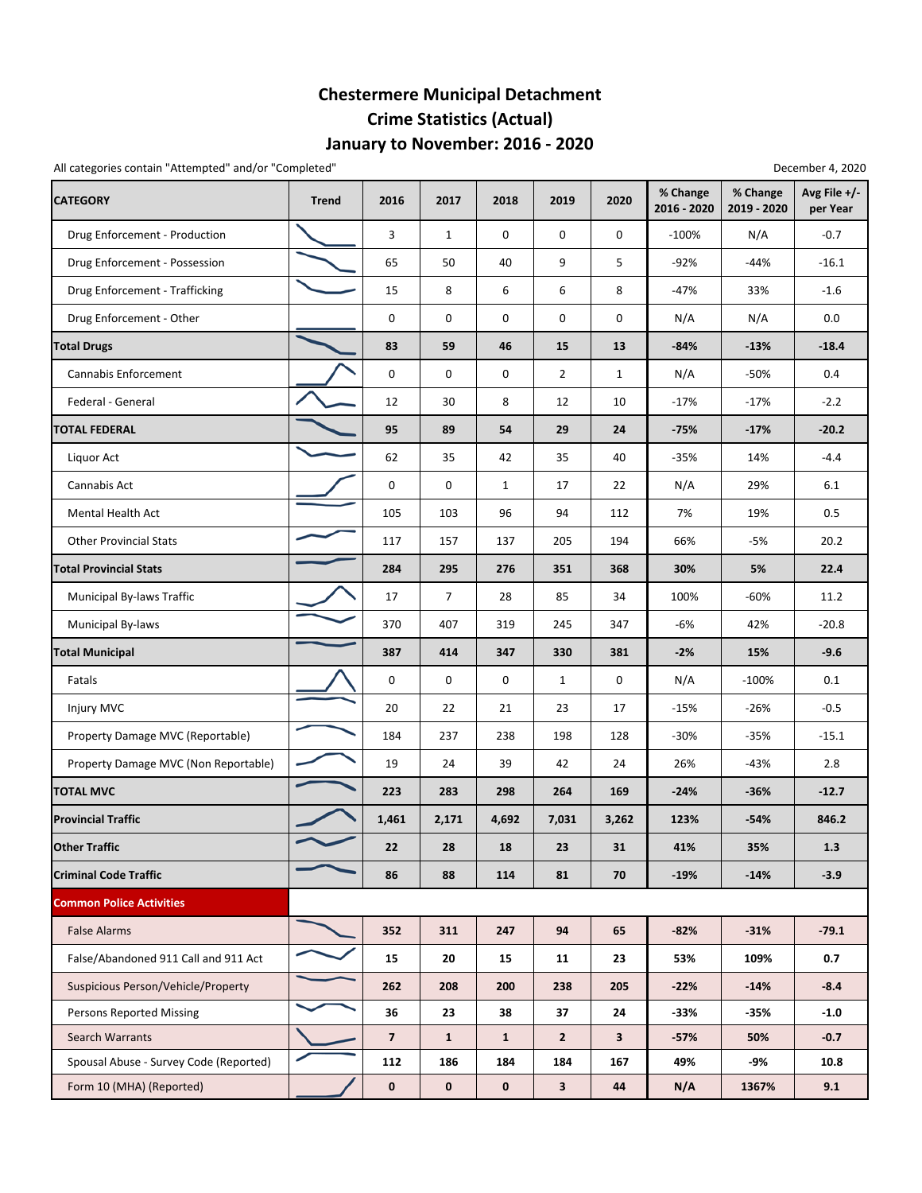# Chestermere Municipal Detachment
## Crime Statistics (Actual)
## January to November: 2016 - 2020

All categories contain "Attempted" and/or "Completed"

December 4, 2020

| CATEGORY | Trend | 2016 | 2017 | 2018 | 2019 | 2020 | % Change 2016 - 2020 | % Change 2019 - 2020 | Avg File +/- per Year |
|---|---|---|---|---|---|---|---|---|---|
| Drug Enforcement - Production | | 3 | 1 | 0 | 0 | 0 | -100% | N/A | -0.7 |
| Drug Enforcement - Possession | | 65 | 50 | 40 | 9 | 5 | -92% | -44% | -16.1 |
| Drug Enforcement - Trafficking | | 15 | 8 | 6 | 6 | 8 | -47% | 33% | -1.6 |
| Drug Enforcement - Other | | 0 | 0 | 0 | 0 | 0 | N/A | N/A | 0.0 |
| **Total Drugs** | | **83** | **59** | **46** | **15** | **13** | **-84%** | **-13%** | **-18.4** |
| Cannabis Enforcement | | 0 | 0 | 0 | 2 | 1 | N/A | -50% | 0.4 |
| Federal - General | | 12 | 30 | 8 | 12 | 10 | -17% | -17% | -2.2 |
| **TOTAL FEDERAL** | | **95** | **89** | **54** | **29** | **24** | **-75%** | **-17%** | **-20.2** |
| Liquor Act | | 62 | 35 | 42 | 35 | 40 | -35% | 14% | -4.4 |
| Cannabis Act | | 0 | 0 | 1 | 17 | 22 | N/A | 29% | 6.1 |
| Mental Health Act | | 105 | 103 | 96 | 94 | 112 | 7% | 19% | 0.5 |
| Other Provincial Stats | | 117 | 157 | 137 | 205 | 194 | 66% | -5% | 20.2 |
| **Total Provincial Stats** | | **284** | **295** | **276** | **351** | **368** | **30%** | **5%** | **22.4** |
| Municipal By-laws Traffic | | 17 | 7 | 28 | 85 | 34 | 100% | -60% | 11.2 |
| Municipal By-laws | | 370 | 407 | 319 | 245 | 347 | -6% | 42% | -20.8 |
| **Total Municipal** | | **387** | **414** | **347** | **330** | **381** | **-2%** | **15%** | **-9.6** |
| Fatals | | 0 | 0 | 0 | 1 | 0 | N/A | -100% | 0.1 |
| Injury MVC | | 20 | 22 | 21 | 23 | 17 | -15% | -26% | -0.5 |
| Property Damage MVC (Reportable) | | 184 | 237 | 238 | 198 | 128 | -30% | -35% | -15.1 |
| Property Damage MVC (Non Reportable) | | 19 | 24 | 39 | 42 | 24 | 26% | -43% | 2.8 |
| **TOTAL MVC** | | **223** | **283** | **298** | **264** | **169** | **-24%** | **-36%** | **-12.7** |
| **Provincial Traffic** | | **1,461** | **2,171** | **4,692** | **7,031** | **3,262** | **123%** | **-54%** | **846.2** |
| **Other Traffic** | | **22** | **28** | **18** | **23** | **31** | **41%** | **35%** | **1.3** |
| **Criminal Code Traffic** | | **86** | **88** | **114** | **81** | **70** | **-19%** | **-14%** | **-3.9** |
| **Common Police Activities** | | | | | | | | | |
| False Alarms | | **352** | **311** | **247** | **94** | **65** | **-82%** | **-31%** | **-79.1** |
| False/Abandoned 911 Call and 911 Act | | **15** | **20** | **15** | **11** | **23** | **53%** | **109%** | **0.7** |
| Suspicious Person/Vehicle/Property | | **262** | **208** | **200** | **238** | **205** | **-22%** | **-14%** | **-8.4** |
| Persons Reported Missing | | **36** | **23** | **38** | **37** | **24** | **-33%** | **-35%** | **-1.0** |
| Search Warrants | | **7** | **1** | **1** | **2** | **3** | **-57%** | **50%** | **-0.7** |
| Spousal Abuse - Survey Code (Reported) | | **112** | **186** | **184** | **184** | **167** | **49%** | **-9%** | **10.8** |
| Form 10 (MHA) (Reported) | | **0** | **0** | **0** | **3** | **44** | **N/A** | **1367%** | **9.1** |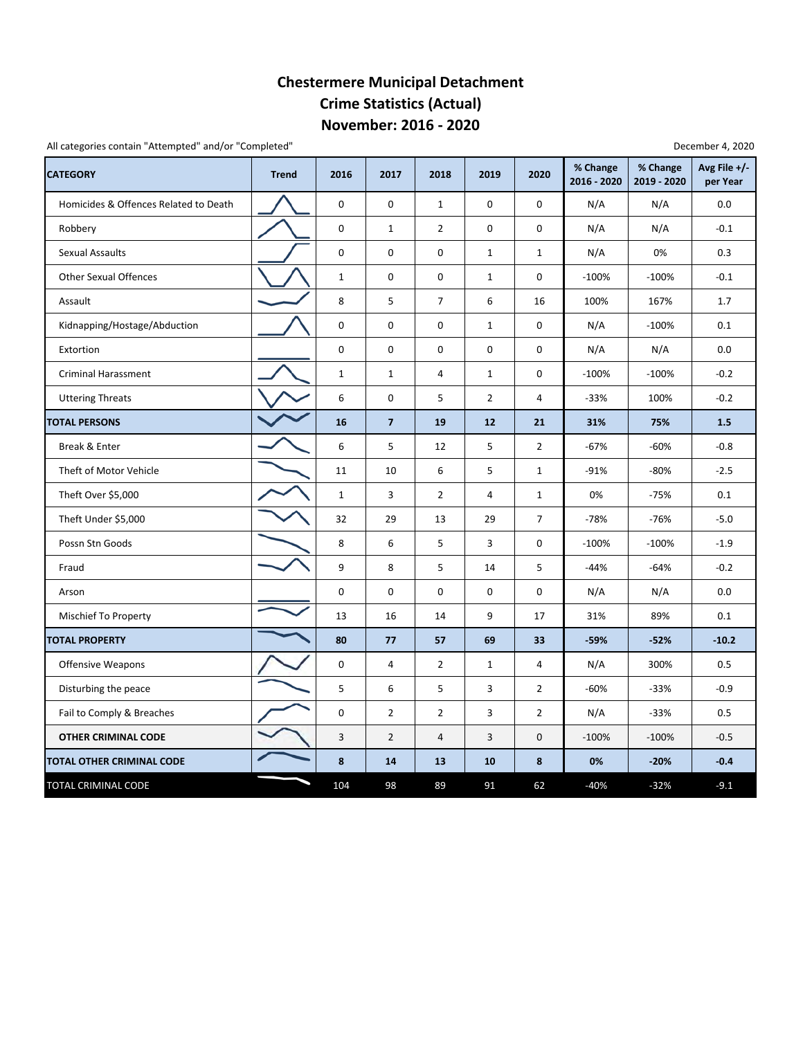# Chestermere Municipal Detachment
# Crime Statistics (Actual)
# November: 2016 - 2020

All categories contain "Attempted" and/or "Completed"

December 4, 2020

| CATEGORY | Trend | 2016 | 2017 | 2018 | 2019 | 2020 | % Change 2016 - 2020 | % Change 2019 - 2020 | Avg File +/- per Year |
|---|---|---|---|---|---|---|---|---|---|
| Homicides & Offences Related to Death | | 0 | 0 | 1 | 0 | 0 | N/A | N/A | 0.0 |
| Robbery | | 0 | 1 | 2 | 0 | 0 | N/A | N/A | -0.1 |
| Sexual Assaults | | 0 | 0 | 0 | 1 | 1 | N/A | 0% | 0.3 |
| Other Sexual Offences | | 1 | 0 | 0 | 1 | 0 | -100% | -100% | -0.1 |
| Assault | | 8 | 5 | 7 | 6 | 16 | 100% | 167% | 1.7 |
| Kidnapping/Hostage/Abduction | | 0 | 0 | 0 | 1 | 0 | N/A | -100% | 0.1 |
| Extortion | | 0 | 0 | 0 | 0 | 0 | N/A | N/A | 0.0 |
| Criminal Harassment | | 1 | 1 | 4 | 1 | 0 | -100% | -100% | -0.2 |
| Uttering Threats | | 6 | 0 | 5 | 2 | 4 | -33% | 100% | -0.2 |
| **TOTAL PERSONS** | | **16** | **7** | **19** | **12** | **21** | **31%** | **75%** | **1.5** |
| Break & Enter | | 6 | 5 | 12 | 5 | 2 | -67% | -60% | -0.8 |
| Theft of Motor Vehicle | | 11 | 10 | 6 | 5 | 1 | -91% | -80% | -2.5 |
| Theft Over $5,000 | | 1 | 3 | 2 | 4 | 1 | 0% | -75% | 0.1 |
| Theft Under $5,000 | | 32 | 29 | 13 | 29 | 7 | -78% | -76% | -5.0 |
| Possn Stn Goods | | 8 | 6 | 5 | 3 | 0 | -100% | -100% | -1.9 |
| Fraud | | 9 | 8 | 5 | 14 | 5 | -44% | -64% | -0.2 |
| Arson | | 0 | 0 | 0 | 0 | 0 | N/A | N/A | 0.0 |
| Mischief To Property | | 13 | 16 | 14 | 9 | 17 | 31% | 89% | 0.1 |
| **TOTAL PROPERTY** | | **80** | **77** | **57** | **69** | **33** | **-59%** | **-52%** | **-10.2** |
| Offensive Weapons | | 0 | 4 | 2 | 1 | 4 | N/A | 300% | 0.5 |
| Disturbing the peace | | 5 | 6 | 5 | 3 | 2 | -60% | -33% | -0.9 |
| Fail to Comply & Breaches | | 0 | 2 | 2 | 3 | 2 | N/A | -33% | 0.5 |
| **OTHER CRIMINAL CODE** | | 3 | 2 | 4 | 3 | 0 | -100% | -100% | -0.5 |
| **TOTAL OTHER CRIMINAL CODE** | | **8** | **14** | **13** | **10** | **8** | **0%** | **-20%** | **-0.4** |
| TOTAL CRIMINAL CODE | | 104 | 98 | 89 | 91 | 62 | -40% | -32% | -9.1 |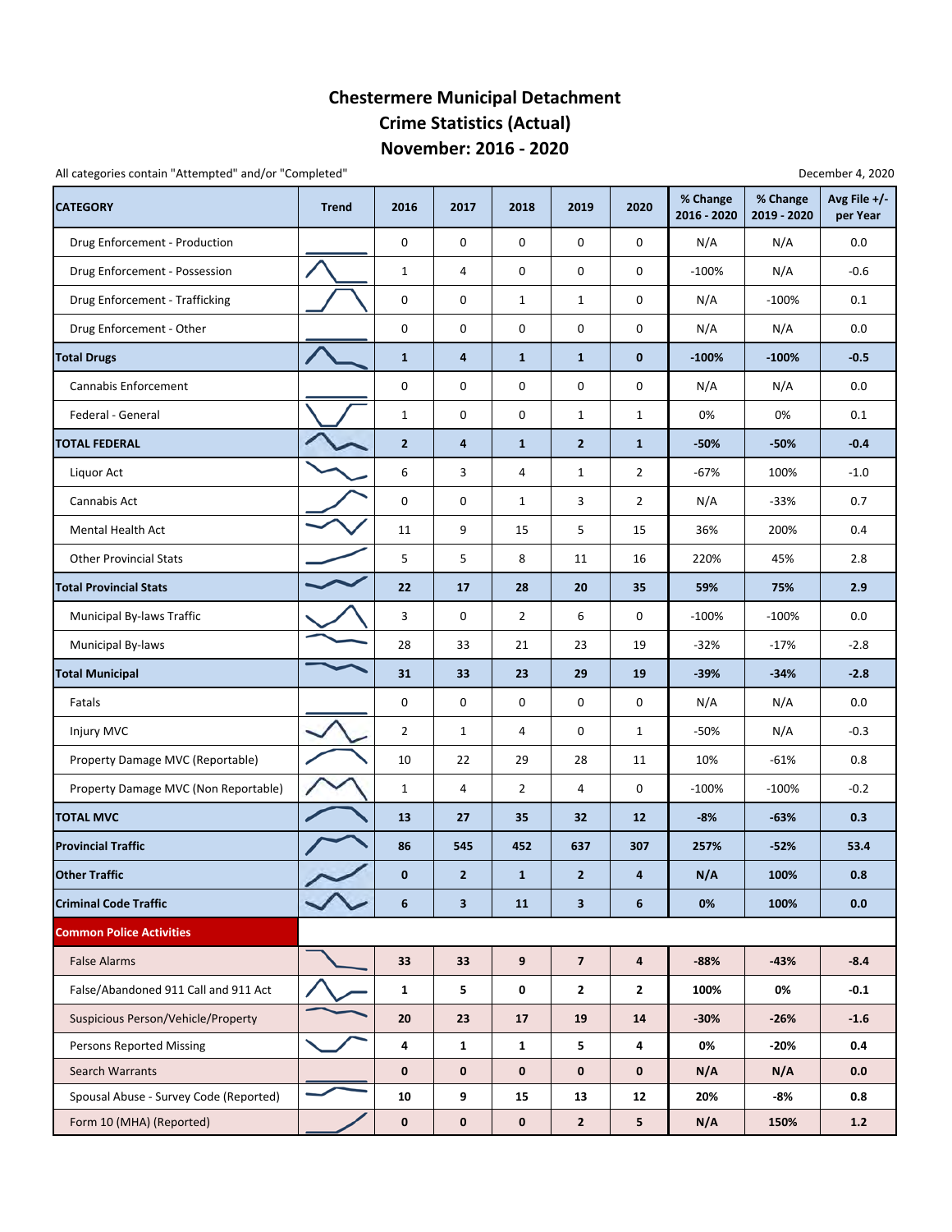# Chestermere Municipal Detachment
# Crime Statistics (Actual)
# November: 2016 - 2020

All categories contain "Attempted" and/or "Completed"

December 4, 2020

| CATEGORY | Trend | 2016 | 2017 | 2018 | 2019 | 2020 | % Change 2016 - 2020 | % Change 2019 - 2020 | Avg File +/- per Year |
|---|---|---|---|---|---|---|---|---|---|
| Drug Enforcement - Production | | 0 | 0 | 0 | 0 | 0 | N/A | N/A | 0.0 |
| Drug Enforcement - Possession | | 1 | 4 | 0 | 0 | 0 | -100% | N/A | -0.6 |
| Drug Enforcement - Trafficking | | 0 | 0 | 1 | 1 | 0 | N/A | -100% | 0.1 |
| Drug Enforcement - Other | | 0 | 0 | 0 | 0 | 0 | N/A | N/A | 0.0 |
| **Total Drugs** | | **1** | **4** | **1** | **1** | **0** | **-100%** | **-100%** | **-0.5** |
| Cannabis Enforcement | | 0 | 0 | 0 | 0 | 0 | N/A | N/A | 0.0 |
| Federal - General | | 1 | 0 | 0 | 1 | 1 | 0% | 0% | 0.1 |
| **TOTAL FEDERAL** | | **2** | **4** | **1** | **2** | **1** | **-50%** | **-50%** | **-0.4** |
| Liquor Act | | 6 | 3 | 4 | 1 | 2 | -67% | 100% | -1.0 |
| Cannabis Act | | 0 | 0 | 1 | 3 | 2 | N/A | -33% | 0.7 |
| Mental Health Act | | 11 | 9 | 15 | 5 | 15 | 36% | 200% | 0.4 |
| Other Provincial Stats | | 5 | 5 | 8 | 11 | 16 | 220% | 45% | 2.8 |
| **Total Provincial Stats** | | **22** | **17** | **28** | **20** | **35** | **59%** | **75%** | **2.9** |
| Municipal By-laws Traffic | | 3 | 0 | 2 | 6 | 0 | -100% | -100% | 0.0 |
| Municipal By-laws | | 28 | 33 | 21 | 23 | 19 | -32% | -17% | -2.8 |
| **Total Municipal** | | **31** | **33** | **23** | **29** | **19** | **-39%** | **-34%** | **-2.8** |
| Fatals | | 0 | 0 | 0 | 0 | 0 | N/A | N/A | 0.0 |
| Injury MVC | | 2 | 1 | 4 | 0 | 1 | -50% | N/A | -0.3 |
| Property Damage MVC (Reportable) | | 10 | 22 | 29 | 28 | 11 | 10% | -61% | 0.8 |
| Property Damage MVC (Non Reportable) | | 1 | 4 | 2 | 4 | 0 | -100% | -100% | -0.2 |
| **TOTAL MVC** | | **13** | **27** | **35** | **32** | **12** | **-8%** | **-63%** | **0.3** |
| **Provincial Traffic** | | **86** | **545** | **452** | **637** | **307** | **257%** | **-52%** | **53.4** |
| **Other Traffic** | | **0** | **2** | **1** | **2** | **4** | **N/A** | **100%** | **0.8** |
| **Criminal Code Traffic** | | **6** | **3** | **11** | **3** | **6** | **0%** | **100%** | **0.0** |
| **Common Police Activities** | | | | | | | | | |
| False Alarms | | **33** | **33** | **9** | **7** | **4** | **-88%** | **-43%** | **-8.4** |
| False/Abandoned 911 Call and 911 Act | | **1** | **5** | **0** | **2** | **2** | **100%** | **0%** | **-0.1** |
| Suspicious Person/Vehicle/Property | | **20** | **23** | **17** | **19** | **14** | **-30%** | **-26%** | **-1.6** |
| Persons Reported Missing | | **4** | **1** | **1** | **5** | **4** | **0%** | **-20%** | **0.4** |
| Search Warrants | | **0** | **0** | **0** | **0** | **0** | **N/A** | **N/A** | **0.0** |
| Spousal Abuse - Survey Code (Reported) | | **10** | **9** | **15** | **13** | **12** | **20%** | **-8%** | **0.8** |
| Form 10 (MHA) (Reported) | | **0** | **0** | **0** | **2** | **5** | **N/A** | **150%** | **1.2** |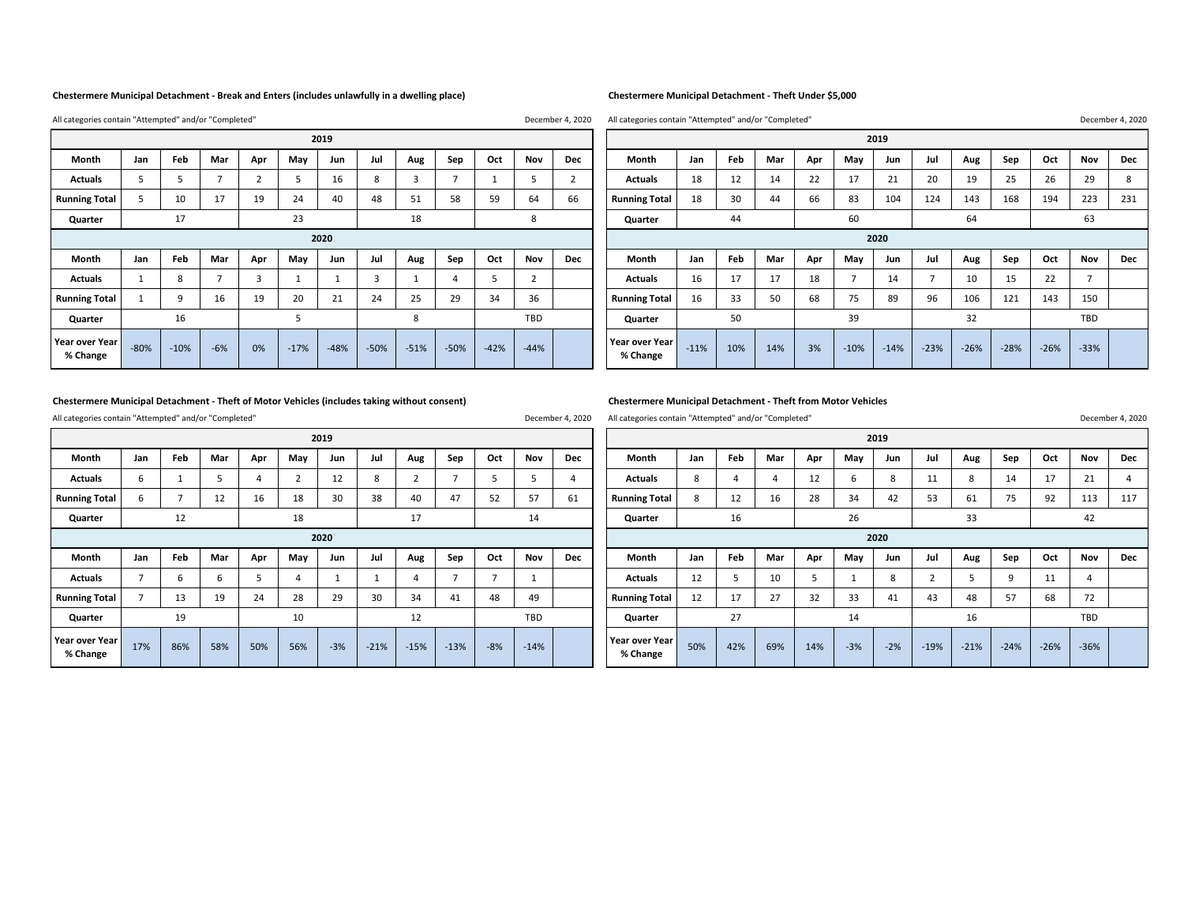**Chestermere Municipal Detachment - Break and Enters (includes unlawfully in a dwelling place)**

All categories contain "Attempted" and/or "Completed" — December 4, 2020

| 2019 | | | | | | | | | | | | |
|---|---|---|---|---|---|---|---|---|---|---|---|---|
| **Month** | **Jan** | **Feb** | **Mar** | **Apr** | **May** | **Jun** | **Jul** | **Aug** | **Sep** | **Oct** | **Nov** | **Dec** |
| **Actuals** | 5 | 5 | 7 | 2 | 5 | 16 | 8 | 3 | 7 | 1 | 5 | 2 |
| **Running Total** | 5 | 10 | 17 | 19 | 24 | 40 | 48 | 51 | 58 | 59 | 64 | 66 |
| **Quarter** | | 17 | | | 23 | | | 18 | | | 8 | |
| **2020** | | | | | | | | | | | | |
| **Month** | **Jan** | **Feb** | **Mar** | **Apr** | **May** | **Jun** | **Jul** | **Aug** | **Sep** | **Oct** | **Nov** | **Dec** |
| **Actuals** | 1 | 8 | 7 | 3 | 1 | 1 | 3 | 1 | 4 | 5 | 2 | |
| **Running Total** | 1 | 9 | 16 | 19 | 20 | 21 | 24 | 25 | 29 | 34 | 36 | |
| **Quarter** | | 16 | | | 5 | | | 8 | | | TBD | |
| **Year over Year % Change** | -80% | -10% | -6% | 0% | -17% | -48% | -50% | -51% | -50% | -42% | -44% | |

**Chestermere Municipal Detachment - Theft Under $5,000**

All categories contain "Attempted" and/or "Completed" — December 4, 2020

| 2019 | | | | | | | | | | | | |
|---|---|---|---|---|---|---|---|---|---|---|---|---|
| **Month** | **Jan** | **Feb** | **Mar** | **Apr** | **May** | **Jun** | **Jul** | **Aug** | **Sep** | **Oct** | **Nov** | **Dec** |
| **Actuals** | 18 | 12 | 14 | 22 | 17 | 21 | 20 | 19 | 25 | 26 | 29 | 8 |
| **Running Total** | 18 | 30 | 44 | 66 | 83 | 104 | 124 | 143 | 168 | 194 | 223 | 231 |
| **Quarter** | | 44 | | | 60 | | | 64 | | | 63 | |
| **2020** | | | | | | | | | | | | |
| **Month** | **Jan** | **Feb** | **Mar** | **Apr** | **May** | **Jun** | **Jul** | **Aug** | **Sep** | **Oct** | **Nov** | **Dec** |
| **Actuals** | 16 | 17 | 17 | 18 | 7 | 14 | 7 | 10 | 15 | 22 | 7 | |
| **Running Total** | 16 | 33 | 50 | 68 | 75 | 89 | 96 | 106 | 121 | 143 | 150 | |
| **Quarter** | | 50 | | | 39 | | | 32 | | | TBD | |
| **Year over Year % Change** | -11% | 10% | 14% | 3% | -10% | -14% | -23% | -26% | -28% | -26% | -33% | |

**Chestermere Municipal Detachment - Theft of Motor Vehicles (includes taking without consent)**

All categories contain "Attempted" and/or "Completed" — December 4, 2020

| 2019 | | | | | | | | | | | | |
|---|---|---|---|---|---|---|---|---|---|---|---|---|
| **Month** | **Jan** | **Feb** | **Mar** | **Apr** | **May** | **Jun** | **Jul** | **Aug** | **Sep** | **Oct** | **Nov** | **Dec** |
| **Actuals** | 6 | 1 | 5 | 4 | 2 | 12 | 8 | 2 | 7 | 5 | 5 | 4 |
| **Running Total** | 6 | 7 | 12 | 16 | 18 | 30 | 38 | 40 | 47 | 52 | 57 | 61 |
| **Quarter** | | 12 | | | 18 | | | 17 | | | 14 | |
| **2020** | | | | | | | | | | | | |
| **Month** | **Jan** | **Feb** | **Mar** | **Apr** | **May** | **Jun** | **Jul** | **Aug** | **Sep** | **Oct** | **Nov** | **Dec** |
| **Actuals** | 7 | 6 | 6 | 5 | 4 | 1 | 1 | 4 | 7 | 7 | 1 | |
| **Running Total** | 7 | 13 | 19 | 24 | 28 | 29 | 30 | 34 | 41 | 48 | 49 | |
| **Quarter** | | 19 | | | 10 | | | 12 | | | TBD | |
| **Year over Year % Change** | 17% | 86% | 58% | 50% | 56% | -3% | -21% | -15% | -13% | -8% | -14% | |

**Chestermere Municipal Detachment - Theft from Motor Vehicles**

All categories contain "Attempted" and/or "Completed" — December 4, 2020

| 2019 | | | | | | | | | | | | |
|---|---|---|---|---|---|---|---|---|---|---|---|---|
| **Month** | **Jan** | **Feb** | **Mar** | **Apr** | **May** | **Jun** | **Jul** | **Aug** | **Sep** | **Oct** | **Nov** | **Dec** |
| **Actuals** | 8 | 4 | 4 | 12 | 6 | 8 | 11 | 8 | 14 | 17 | 21 | 4 |
| **Running Total** | 8 | 12 | 16 | 28 | 34 | 42 | 53 | 61 | 75 | 92 | 113 | 117 |
| **Quarter** | | 16 | | | 26 | | | 33 | | | 42 | |
| **2020** | | | | | | | | | | | | |
| **Month** | **Jan** | **Feb** | **Mar** | **Apr** | **May** | **Jun** | **Jul** | **Aug** | **Sep** | **Oct** | **Nov** | **Dec** |
| **Actuals** | 12 | 5 | 10 | 5 | 1 | 8 | 2 | 5 | 9 | 11 | 4 | |
| **Running Total** | 12 | 17 | 27 | 32 | 33 | 41 | 43 | 48 | 57 | 68 | 72 | |
| **Quarter** | | 27 | | | 14 | | | 16 | | | TBD | |
| **Year over Year % Change** | 50% | 42% | 69% | 14% | -3% | -2% | -19% | -21% | -24% | -26% | -36% | |